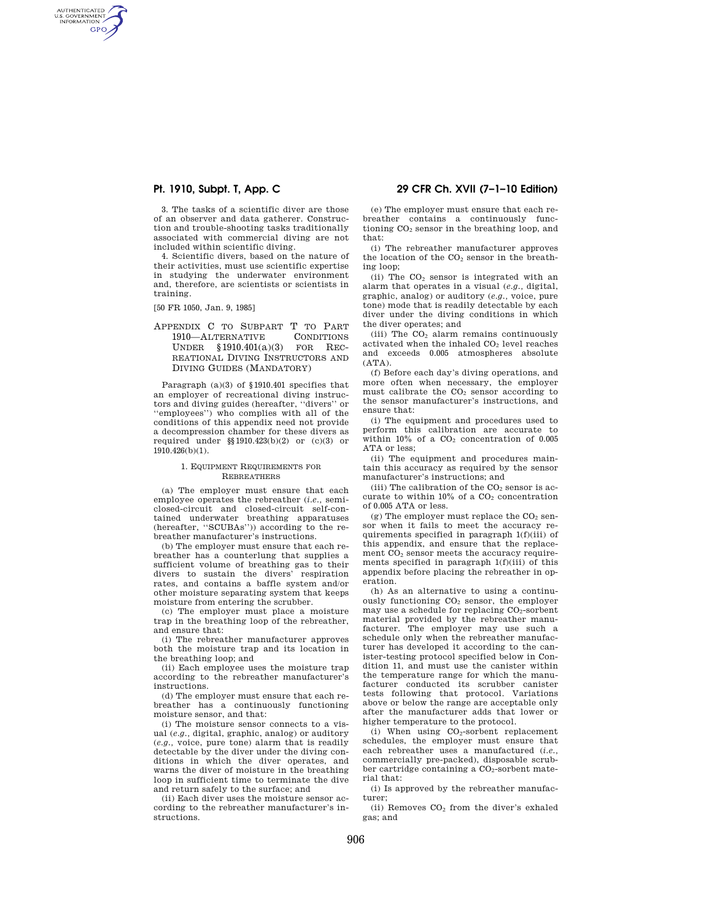3. The tasks of a scientific diver are those of an observer and data gatherer. Construction and trouble-shooting tasks traditionally associated with commercial diving are not included within scientific diving.

4. Scientific divers, based on the nature of their activities, must use scientific expertise in studying the underwater environment and, therefore, are scientists or scientists in training.

[50 FR 1050, Jan. 9, 1985]

## APPENDIX C TO SUBPART T TO PART 1910—ALTERNATIVE CONDITIONS UNDER §1910.401(a)(3) FOR RECREATIONAL DIVING INSTRUCTORS AND DIVING GUIDES (MANDATORY)

Paragraph (a)(3) of §1910.401 specifies that an employer of recreational diving instructors and diving guides (hereafter, "divers" or "employees") who complies with all of the conditions of this appendix need not provide a decompression chamber for these divers as required under §§1910.423(b)(2) or (c)(3) or 1910.426(b)(1).

### 1. EQUIPMENT REQUIREMENTS FOR REBREATHERS

(a) The employer must ensure that each employee operates the rebreather (*i.e.*, semi-closed-circuit and closed-circuit self-contained underwater breathing apparatuses (hereafter, "SCUBAs")) according to the rebreather manufacturer's instructions.

(b) The employer must ensure that each rebreather has a counterlung that supplies a sufficient volume of breathing gas to their divers to sustain the divers' respiration rates, and contains a baffle system and/or other moisture separating system that keeps moisture from entering the scrubber.

(c) The employer must place a moisture trap in the breathing loop of the rebreather, and ensure that:

(i) The rebreather manufacturer approves both the moisture trap and its location in the breathing loop; and

(ii) Each employee uses the moisture trap according to the rebreather manufacturer's instructions.

(d) The employer must ensure that each rebreather has a continuously functioning moisture sensor, and that:

(i) The moisture sensor connects to a visual (*e.g.*, digital, graphic, analog) or auditory (*e.g.*, voice, pure tone) alarm that is readily detectable by the diver under the diving conditions in which the diver operates, and warns the diver of moisture in the breathing loop in sufficient time to terminate the dive and return safely to the surface; and

(ii) Each diver uses the moisture sensor according to the rebreather manufacturer's instructions.

(e) The employer must ensure that each rebreather contains a continuously functioning $CO_2$ sensor in the breathing loop, and that:

(i) The rebreather manufacturer approves the location of the $CO_2$ sensor in the breathing loop;

(ii) The $CO_2$ sensor is integrated with an alarm that operates in a visual (*e.g.*, digital, graphic, analog) or auditory (*e.g.*, voice, pure tone) mode that is readily detectable by each diver under the diving conditions in which the diver operates; and

(iii) The $CO_2$ alarm remains continuously activated when the inhaled $CO_2$ level reaches and exceeds 0.005 atmospheres absolute (ATA).

(f) Before each day's diving operations, and more often when necessary, the employer must calibrate the $CO_2$ sensor according to the sensor manufacturer's instructions, and ensure that:

(i) The equipment and procedures used to perform this calibration are accurate to within 10% of a $CO_2$ concentration of 0.005 ATA or less;

(ii) The equipment and procedures maintain this accuracy as required by the sensor manufacturer's instructions; and

(iii) The calibration of the $CO_2$ sensor is accurate to within 10% of a $CO_2$ concentration of 0.005 ATA or less.

(g) The employer must replace the $CO_2$ sensor when it fails to meet the accuracy requirements specified in paragraph 1(f)(iii) of this appendix, and ensure that the replacement $CO_2$ sensor meets the accuracy requirements specified in paragraph 1(f)(iii) of this appendix before placing the rebreather in operation.

(h) As an alternative to using a continuously functioning $CO_2$ sensor, the employer may use a schedule for replacing $CO_2$-sorbent material provided by the rebreather manufacturer. The employer may use such a schedule only when the rebreather manufacturer has developed it according to the canister-testing protocol specified below in Condition 11, and must use the canister within the temperature range for which the manufacturer conducted its scrubber canister tests following that protocol. Variations above or below the range are acceptable only after the manufacturer adds that lower or higher temperature to the protocol.

(i) When using $CO_2$-sorbent replacement schedules, the employer must ensure that each rebreather uses a manufactured (*i.e.*, commercially pre-packed), disposable scrubber cartridge containing a $CO_2$-sorbent material that:

(i) Is approved by the rebreather manufacturer;

(ii) Removes $CO_2$ from the diver's exhaled gas; and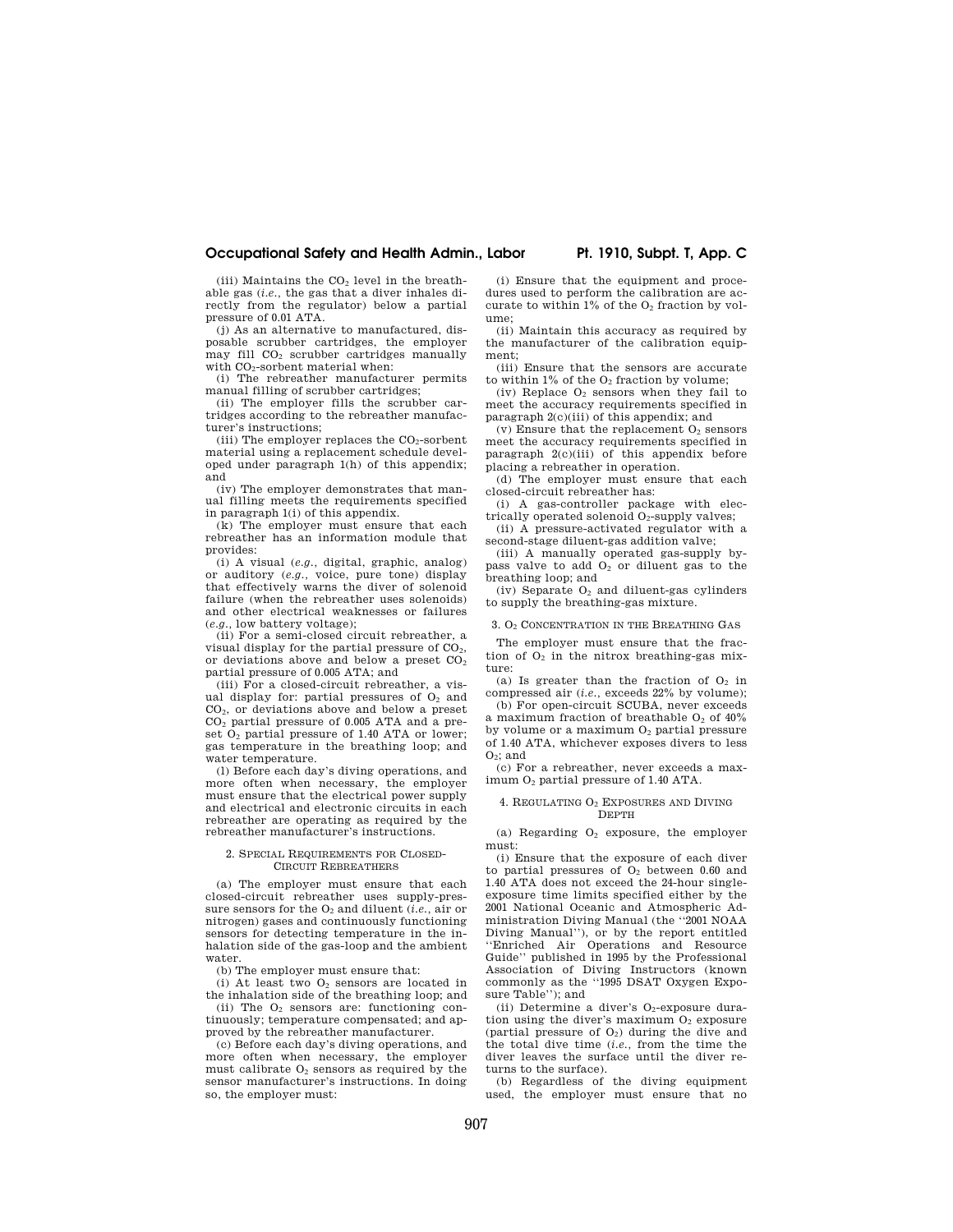(iii) Maintains the $CO_2$ level in the breathable gas (*i.e.*, the gas that a diver inhales directly from the regulator) below a partial pressure of 0.01 ATA.

(j) As an alternative to manufactured, disposable scrubber cartridges, the employer may fill $CO_2$ scrubber cartridges manually with $CO_2$-sorbent material when:

(i) The rebreather manufacturer permits manual filling of scrubber cartridges;

(ii) The employer fills the scrubber cartridges according to the rebreather manufacturer's instructions;

(iii) The employer replaces the $CO_2$-sorbent material using a replacement schedule developed under paragraph 1(h) of this appendix; and

(iv) The employer demonstrates that manual filling meets the requirements specified in paragraph 1(i) of this appendix.

(k) The employer must ensure that each rebreather has an information module that provides:

(i) A visual (*e.g.*, digital, graphic, analog) or auditory (*e.g.*, voice, pure tone) display that effectively warns the diver of solenoid failure (when the rebreather uses solenoids) and other electrical weaknesses or failures (*e.g.*, low battery voltage);

(ii) For a semi-closed circuit rebreather, a visual display for the partial pressure of $CO_2$, or deviations above and below a preset $CO_2$ partial pressure of 0.005 ATA; and

(iii) For a closed-circuit rebreather, a visual display for: partial pressures of $O_2$ and $CO_2$, or deviations above and below a preset $CO_2$ partial pressure of 0.005 ATA and a preset $O_2$ partial pressure of 1.40 ATA or lower; gas temperature in the breathing loop; and water temperature.

(l) Before each day's diving operations, and more often when necessary, the employer must ensure that the electrical power supply and electrical and electronic circuits in each rebreather are operating as required by the rebreather manufacturer's instructions.

## 2. Special Requirements for Closed-Circuit Rebreathers

(a) The employer must ensure that each closed-circuit rebreather uses supply-pressure sensors for the $O_2$ and diluent (*i.e.*, air or nitrogen) gases and continuously functioning sensors for detecting temperature in the inhalation side of the gas-loop and the ambient water.

(b) The employer must ensure that:

(i) At least two $O_2$ sensors are located in the inhalation side of the breathing loop; and

(ii) The $O_2$ sensors are: functioning continuously; temperature compensated; and approved by the rebreather manufacturer.

(c) Before each day's diving operations, and more often when necessary, the employer must calibrate $O_2$ sensors as required by the sensor manufacturer's instructions. In doing so, the employer must:

(i) Ensure that the equipment and procedures used to perform the calibration are accurate to within 1% of the $O_2$ fraction by volume;

(ii) Maintain this accuracy as required by the manufacturer of the calibration equipment;

(iii) Ensure that the sensors are accurate to within 1% of the $O_2$ fraction by volume;

(iv) Replace $O_2$ sensors when they fail to meet the accuracy requirements specified in paragraph 2(c)(iii) of this appendix; and

(v) Ensure that the replacement $O_2$ sensors meet the accuracy requirements specified in paragraph 2(c)(iii) of this appendix before placing a rebreather in operation.

(d) The employer must ensure that each closed-circuit rebreather has:

(i) A gas-controller package with electrically operated solenoid $O_2$-supply valves;

(ii) A pressure-activated regulator with a second-stage diluent-gas addition valve;

(iii) A manually operated gas-supply bypass valve to add $O_2$ or diluent gas to the breathing loop; and

(iv) Separate $O_2$ and diluent-gas cylinders to supply the breathing-gas mixture.

## 3. $O_2$ Concentration in the Breathing Gas

The employer must ensure that the fraction of $O_2$ in the nitrox breathing-gas mixture:

(a) Is greater than the fraction of $O_2$ in compressed air (*i.e.*, exceeds 22% by volume);

(b) For open-circuit SCUBA, never exceeds a maximum fraction of breathable $O_2$ of 40% by volume or a maximum $O_2$ partial pressure of 1.40 ATA, whichever exposes divers to less $O_2$; and

(c) For a rebreather, never exceeds a maximum $O_2$ partial pressure of 1.40 ATA.

## 4. Regulating $O_2$ Exposures and Diving Depth

(a) Regarding $O_2$ exposure, the employer must:

(i) Ensure that the exposure of each diver to partial pressures of $O_2$ between 0.60 and 1.40 ATA does not exceed the 24-hour single-exposure time limits specified either by the 2001 National Oceanic and Atmospheric Administration Diving Manual (the "2001 NOAA Diving Manual"), or by the report entitled "Enriched Air Operations and Resource Guide" published in 1995 by the Professional Association of Diving Instructors (known commonly as the "1995 DSAT Oxygen Exposure Table"); and

(ii) Determine a diver's $O_2$-exposure duration using the diver's maximum $O_2$ exposure (partial pressure of $O_2$) during the dive and the total dive time (*i.e.*, from the time the diver leaves the surface until the diver returns to the surface).

(b) Regardless of the diving equipment used, the employer must ensure that no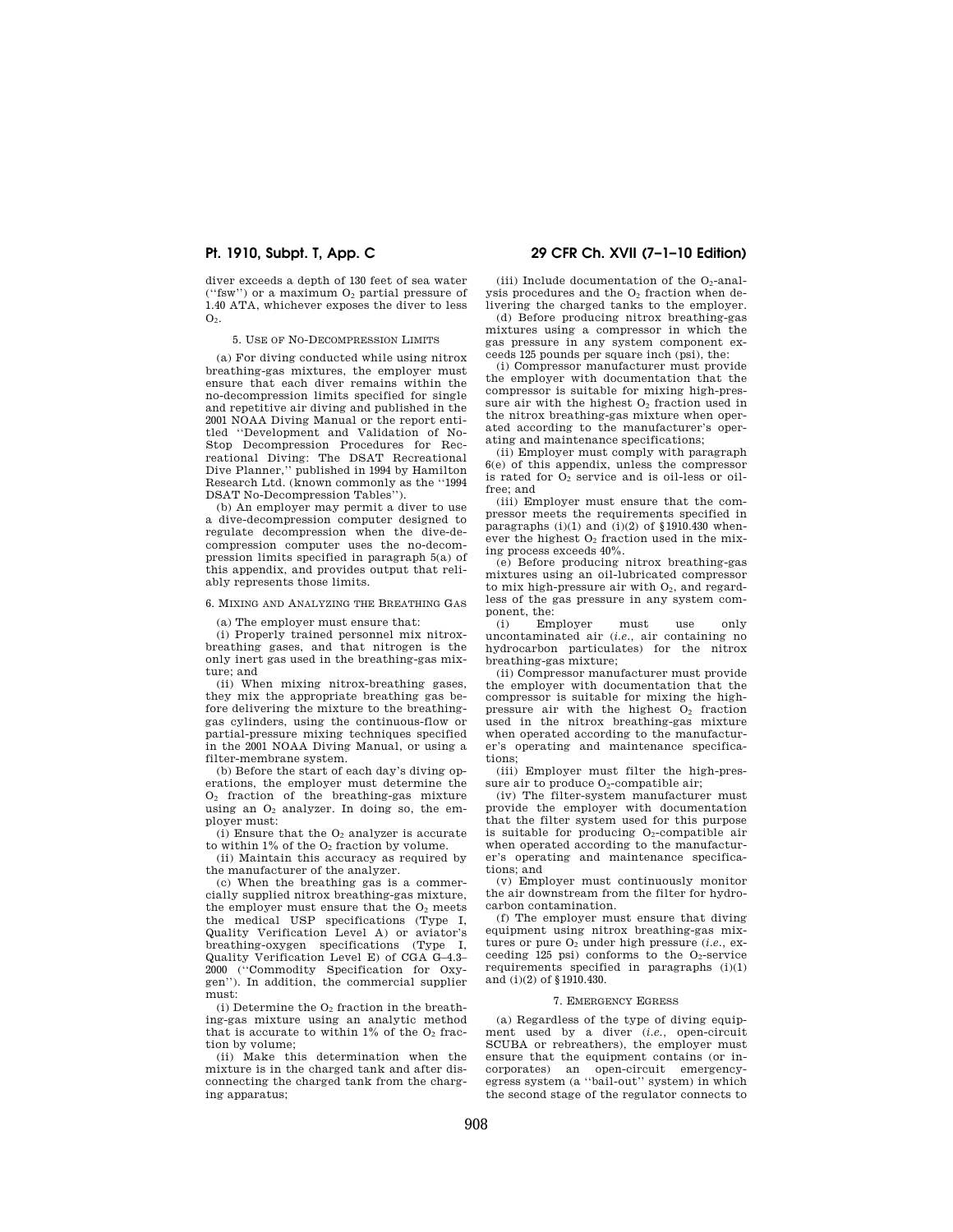diver exceeds a depth of 130 feet of sea water (''fsw'') or a maximum $O_2$ partial pressure of 1.40 ATA, whichever exposes the diver to less $O_2$.

5. USE OF NO-DECOMPRESSION LIMITS

(a) For diving conducted while using nitrox breathing-gas mixtures, the employer must ensure that each diver remains within the no-decompression limits specified for single and repetitive air diving and published in the 2001 NOAA Diving Manual or the report entitled ''Development and Validation of No-Stop Decompression Procedures for Recreational Diving: The DSAT Recreational Dive Planner,'' published in 1994 by Hamilton Research Ltd. (known commonly as the ''1994 DSAT No-Decompression Tables'').

(b) An employer may permit a diver to use a dive-decompression computer designed to regulate decompression when the dive-decompression computer uses the no-decompression limits specified in paragraph 5(a) of this appendix, and provides output that reliably represents those limits.

6. MIXING AND ANALYZING THE BREATHING GAS

(a) The employer must ensure that:

(i) Properly trained personnel mix nitrox-breathing gases, and that nitrogen is the only inert gas used in the breathing-gas mixture; and

(ii) When mixing nitrox-breathing gases, they mix the appropriate breathing gas before delivering the mixture to the breathing-gas cylinders, using the continuous-flow or partial-pressure mixing techniques specified in the 2001 NOAA Diving Manual, or using a filter-membrane system.

(b) Before the start of each day's diving operations, the employer must determine the $O_2$ fraction of the breathing-gas mixture using an $O_2$ analyzer. In doing so, the employer must:

(i) Ensure that the $O_2$ analyzer is accurate to within 1% of the $O_2$ fraction by volume.

(ii) Maintain this accuracy as required by the manufacturer of the analyzer.

(c) When the breathing gas is a commercially supplied nitrox breathing-gas mixture, the employer must ensure that the $O_2$ meets the medical USP specifications (Type I, Quality Verification Level A) or aviator's breathing-oxygen specifications (Type I, Quality Verification Level E) of CGA G–4.3–2000 (''Commodity Specification for Oxygen''). In addition, the commercial supplier must:

(i) Determine the $O_2$ fraction in the breathing-gas mixture using an analytic method that is accurate to within 1% of the $O_2$ fraction by volume;

(ii) Make this determination when the mixture is in the charged tank and after disconnecting the charged tank from the charging apparatus;

(iii) Include documentation of the $O_2$-analysis procedures and the $O_2$ fraction when delivering the charged tanks to the employer.

(d) Before producing nitrox breathing-gas mixtures using a compressor in which the gas pressure in any system component exceeds 125 pounds per square inch (psi), the:

(i) Compressor manufacturer must provide the employer with documentation that the compressor is suitable for mixing high-pressure air with the highest $O_2$ fraction used in the nitrox breathing-gas mixture when operated according to the manufacturer's operating and maintenance specifications;

(ii) Employer must comply with paragraph 6(e) of this appendix, unless the compressor is rated for $O_2$ service and is oil-less or oil-free; and

(iii) Employer must ensure that the compressor meets the requirements specified in paragraphs (i)(1) and (i)(2) of §1910.430 whenever the highest $O_2$ fraction used in the mixing process exceeds 40%.

(e) Before producing nitrox breathing-gas mixtures using an oil-lubricated compressor to mix high-pressure air with $O_2$, and regardless of the gas pressure in any system component, the:

(i) Employer must use only uncontaminated air (*i.e.,* air containing no hydrocarbon particulates) for the nitrox breathing-gas mixture;

(ii) Compressor manufacturer must provide the employer with documentation that the compressor is suitable for mixing the high-pressure air with the highest $O_2$ fraction used in the nitrox breathing-gas mixture when operated according to the manufacturer's operating and maintenance specifications;

(iii) Employer must filter the high-pressure air to produce $O_2$-compatible air;

(iv) The filter-system manufacturer must provide the employer with documentation that the filter system used for this purpose is suitable for producing $O_2$-compatible air when operated according to the manufacturer's operating and maintenance specifications; and

(v) Employer must continuously monitor the air downstream from the filter for hydrocarbon contamination.

(f) The employer must ensure that diving equipment using nitrox breathing-gas mixtures or pure $O_2$ under high pressure (*i.e.,* exceeding 125 psi) conforms to the $O_2$-service requirements specified in paragraphs (i)(1) and (i)(2) of §1910.430.

7. EMERGENCY EGRESS

(a) Regardless of the type of diving equipment used by a diver (*i.e.,* open-circuit SCUBA or rebreathers), the employer must ensure that the equipment contains (or incorporates) an open-circuit emergency-egress system (a ''bail-out'' system) in which the second stage of the regulator connects to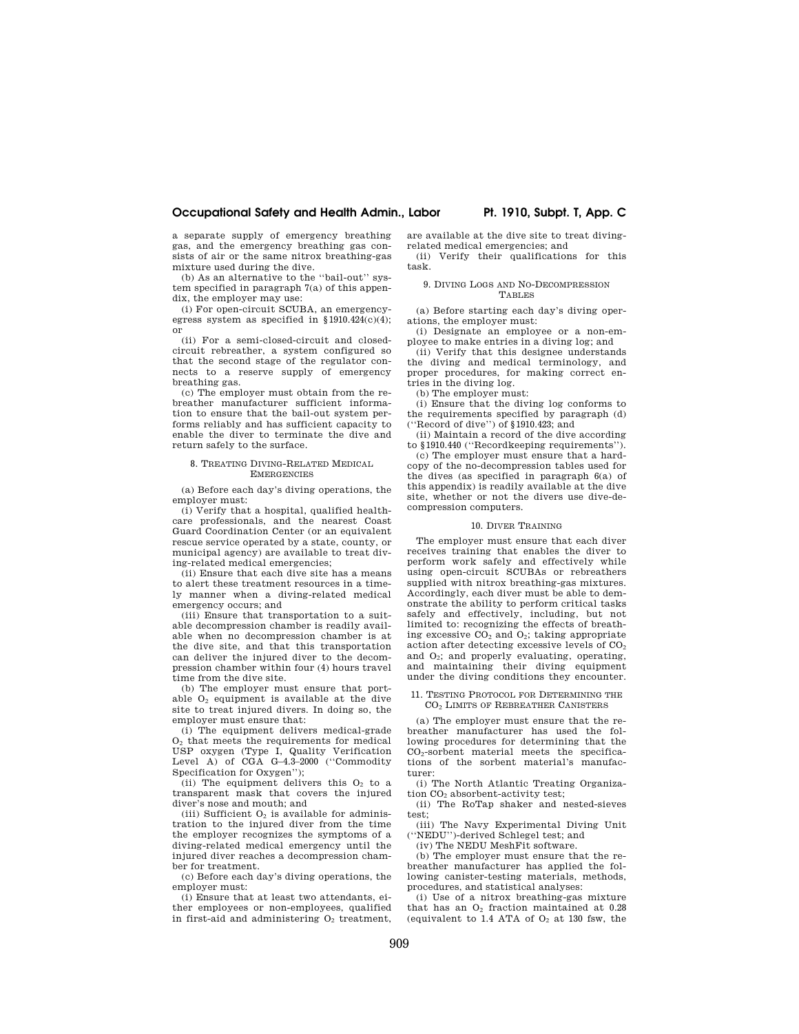a separate supply of emergency breathing gas, and the emergency breathing gas consists of air or the same nitrox breathing-gas mixture used during the dive.

(b) As an alternative to the ''bail-out'' system specified in paragraph 7(a) of this appendix, the employer may use:

(i) For open-circuit SCUBA, an emergency-egress system as specified in §1910.424(c)(4); or

(ii) For a semi-closed-circuit and closed-circuit rebreather, a system configured so that the second stage of the regulator connects to a reserve supply of emergency breathing gas.

(c) The employer must obtain from the rebreather manufacturer sufficient information to ensure that the bail-out system performs reliably and has sufficient capacity to enable the diver to terminate the dive and return safely to the surface.

### 8. TREATING DIVING-RELATED MEDICAL EMERGENCIES

(a) Before each day's diving operations, the employer must:

(i) Verify that a hospital, qualified health-care professionals, and the nearest Coast Guard Coordination Center (or an equivalent rescue service operated by a state, county, or municipal agency) are available to treat diving-related medical emergencies;

(ii) Ensure that each dive site has a means to alert these treatment resources in a timely manner when a diving-related medical emergency occurs; and

(iii) Ensure that transportation to a suitable decompression chamber is readily available when no decompression chamber is at the dive site, and that this transportation can deliver the injured diver to the decompression chamber within four (4) hours travel time from the dive site.

(b) The employer must ensure that portable $O_2$ equipment is available at the dive site to treat injured divers. In doing so, the employer must ensure that:

(i) The equipment delivers medical-grade $O_2$ that meets the requirements for medical USP oxygen (Type I, Quality Verification Level A) of CGA G–4.3–2000 (''Commodity Specification for Oxygen'');

(ii) The equipment delivers this $O_2$ to a transparent mask that covers the injured diver's nose and mouth; and

(iii) Sufficient $O_2$ is available for administration to the injured diver from the time the employer recognizes the symptoms of a diving-related medical emergency until the injured diver reaches a decompression chamber for treatment.

(c) Before each day's diving operations, the employer must:

(i) Ensure that at least two attendants, either employees or non-employees, qualified in first-aid and administering $O_2$ treatment, are available at the dive site to treat diving-related medical emergencies; and

(ii) Verify their qualifications for this task.

### 9. DIVING LOGS AND NO-DECOMPRESSION TABLES

(a) Before starting each day's diving operations, the employer must:

(i) Designate an employee or a non-employee to make entries in a diving log; and

(ii) Verify that this designee understands the diving and medical terminology, and proper procedures, for making correct entries in the diving log.

(b) The employer must:

(i) Ensure that the diving log conforms to the requirements specified by paragraph (d) (''Record of dive'') of §1910.423; and

(ii) Maintain a record of the dive according to §1910.440 (''Recordkeeping requirements'').

(c) The employer must ensure that a hardcopy of the no-decompression tables used for the dives (as specified in paragraph 6(a) of this appendix) is readily available at the dive site, whether or not the divers use dive-decompression computers.

### 10. DIVER TRAINING

The employer must ensure that each diver receives training that enables the diver to perform work safely and effectively while using open-circuit SCUBAs or rebreathers supplied with nitrox breathing-gas mixtures. Accordingly, each diver must be able to demonstrate the ability to perform critical tasks safely and effectively, including, but not limited to: recognizing the effects of breathing excessive $CO_2$ and $O_2$; taking appropriate action after detecting excessive levels of $CO_2$ and $O_2$; and properly evaluating, operating, and maintaining their diving equipment under the diving conditions they encounter.

### 11. TESTING PROTOCOL FOR DETERMINING THE $CO_2$ LIMITS OF REBREATHER CANISTERS

(a) The employer must ensure that the rebreather manufacturer has used the following procedures for determining that the $CO_2$-sorbent material meets the specifications of the sorbent material's manufacturer:

(i) The North Atlantic Treating Organization $CO_2$ absorbent-activity test;

(ii) The RoTap shaker and nested-sieves test;

(iii) The Navy Experimental Diving Unit (''NEDU'')-derived Schlegel test; and

(iv) The NEDU MeshFit software.

(b) The employer must ensure that the rebreather manufacturer has applied the following canister-testing materials, methods, procedures, and statistical analyses:

(i) Use of a nitrox breathing-gas mixture that has an $O_2$ fraction maintained at 0.28 (equivalent to 1.4 ATA of $O_2$ at 130 fsw, the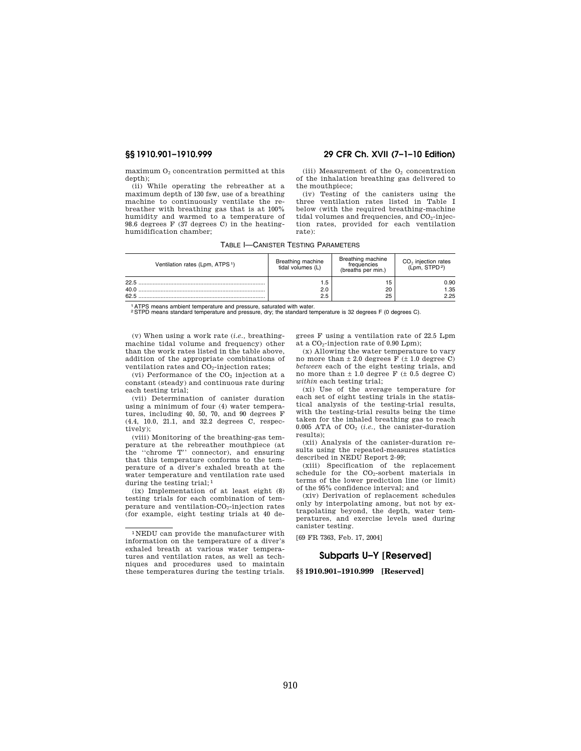maximum $O_2$ concentration permitted at this depth);

(ii) While operating the rebreather at a maximum depth of 130 fsw, use of a breathing machine to continuously ventilate the rebreather with breathing gas that is at 100% humidity and warmed to a temperature of 98.6 degrees F (37 degrees C) in the heating-humidification chamber;

(iii) Measurement of the $O_2$ concentration of the inhalation breathing gas delivered to the mouthpiece;

(iv) Testing of the canisters using the three ventilation rates listed in Table I below (with the required breathing-machine tidal volumes and frequencies, and $CO_2$-injection rates, provided for each ventilation rate):

TABLE I—CANISTER TESTING PARAMETERS

| Ventilation rates (Lpm, ATPS[1]) | Breathing machine tidal volumes (L) | Breathing machine frequencies (breaths per min.) | $CO_2$ injection rates (Lpm, STPD[2]) |
|---|---|---|---|
| 22.5 | 1.5 | 15 | 0.90 |
| 40.0 | 2.0 | 20 | 1.35 |
| 62.5 | 2.5 | 25 | 2.25 |

[1] ATPS means ambient temperature and pressure, saturated with water.
[2] STPD means standard temperature and pressure, dry; the standard temperature is 32 degrees F (0 degrees C).

(v) When using a work rate (*i.e.*, breathing-machine tidal volume and frequency) other than the work rates listed in the table above, addition of the appropriate combinations of ventilation rates and $CO_2$-injection rates;

(vi) Performance of the $CO_2$ injection at a constant (steady) and continuous rate during each testing trial;

(vii) Determination of canister duration using a minimum of four (4) water temperatures, including 40, 50, 70, and 90 degrees F (4.4, 10.0, 21.1, and 32.2 degrees C, respectively);

(viii) Monitoring of the breathing-gas temperature at the rebreather mouthpiece (at the "chrome T" connector), and ensuring that this temperature conforms to the temperature of a diver's exhaled breath at the water temperature and ventilation rate used during the testing trial;[1]

(ix) Implementation of at least eight (8) testing trials for each combination of temperature and ventilation-$CO_2$-injection rates (for example, eight testing trials at 40 degrees F using a ventilation rate of 22.5 Lpm at a $CO_2$-injection rate of 0.90 Lpm);

(x) Allowing the water temperature to vary no more than ± 2.0 degrees F (± 1.0 degree C) *between* each of the eight testing trials, and no more than ± 1.0 degree F (± 0.5 degree C) *within* each testing trial;

(xi) Use of the average temperature for each set of eight testing trials in the statistical analysis of the testing-trial results, with the testing-trial results being the time taken for the inhaled breathing gas to reach 0.005 ATA of $CO_2$ (*i.e.*, the canister-duration results);

(xii) Analysis of the canister-duration results using the repeated-measures statistics described in NEDU Report 2–99;

(xiii) Specification of the replacement schedule for the $CO_2$-sorbent materials in terms of the lower prediction line (or limit) of the 95% confidence interval; and

(xiv) Derivation of replacement schedules only by interpolating among, but not by extrapolating beyond, the depth, water temperatures, and exercise levels used during canister testing.

[69 FR 7363, Feb. 17, 2004]

[1] NEDU can provide the manufacturer with information on the temperature of a diver's exhaled breath at various water temperatures and ventilation rates, as well as techniques and procedures used to maintain these temperatures during the testing trials.

## Subparts U–Y [Reserved]

**§§ 1910.901–1910.999 [Reserved]**